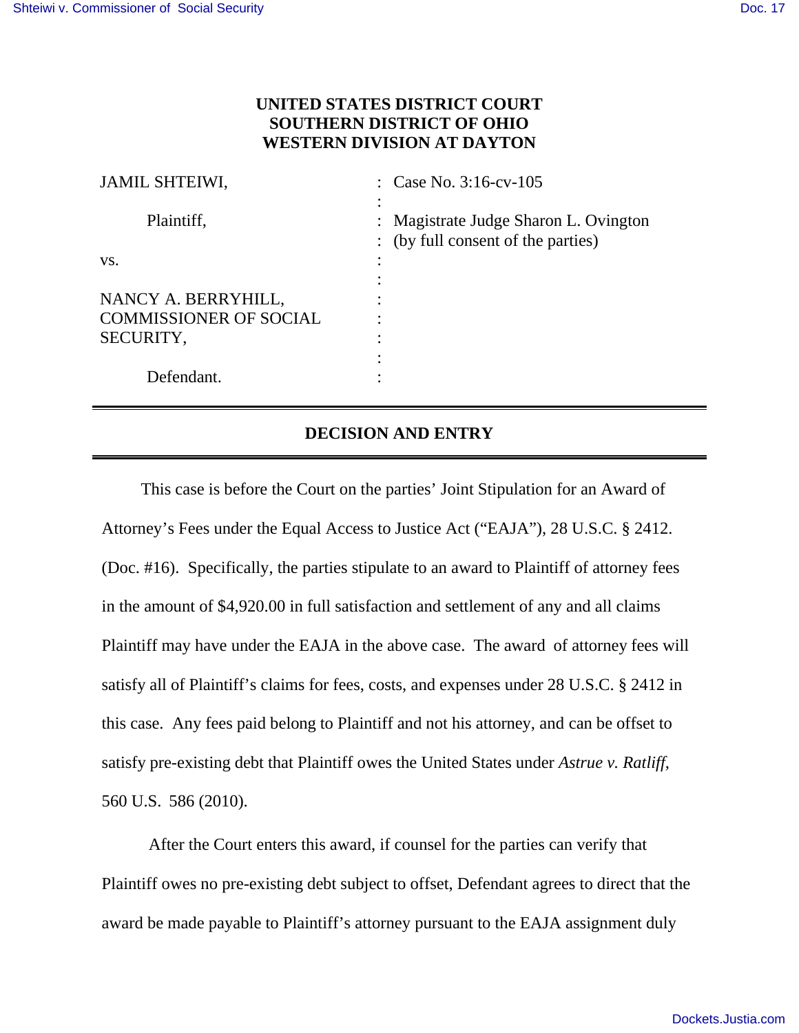**UNITED STATES DISTRICT COURT**
**SOUTHERN DISTRICT OF OHIO**
**WESTERN DIVISION AT DAYTON**

| | | |
|---|---|---|
| JAMIL SHTEIWI, | : | Case No. 3:16-cv-105 |
| | : | |
| Plaintiff, | : | Magistrate Judge Sharon L. Ovington |
| | : | (by full consent of the parties) |
| vs. | : | |
| | : | |
| NANCY A. BERRYHILL, | : | |
| COMMISSIONER OF SOCIAL | : | |
| SECURITY, | : | |
| | : | |
| Defendant. | : | |

---

## DECISION AND ENTRY

---

This case is before the Court on the parties' Joint Stipulation for an Award of Attorney's Fees under the Equal Access to Justice Act ("EAJA"), 28 U.S.C. § 2412. (Doc. #16). Specifically, the parties stipulate to an award to Plaintiff of attorney fees in the amount of $4,920.00 in full satisfaction and settlement of any and all claims Plaintiff may have under the EAJA in the above case. The award of attorney fees will satisfy all of Plaintiff's claims for fees, costs, and expenses under 28 U.S.C. § 2412 in this case. Any fees paid belong to Plaintiff and not his attorney, and can be offset to satisfy pre-existing debt that Plaintiff owes the United States under *Astrue v. Ratliff*, 560 U.S. 586 (2010).

After the Court enters this award, if counsel for the parties can verify that Plaintiff owes no pre-existing debt subject to offset, Defendant agrees to direct that the award be made payable to Plaintiff's attorney pursuant to the EAJA assignment duly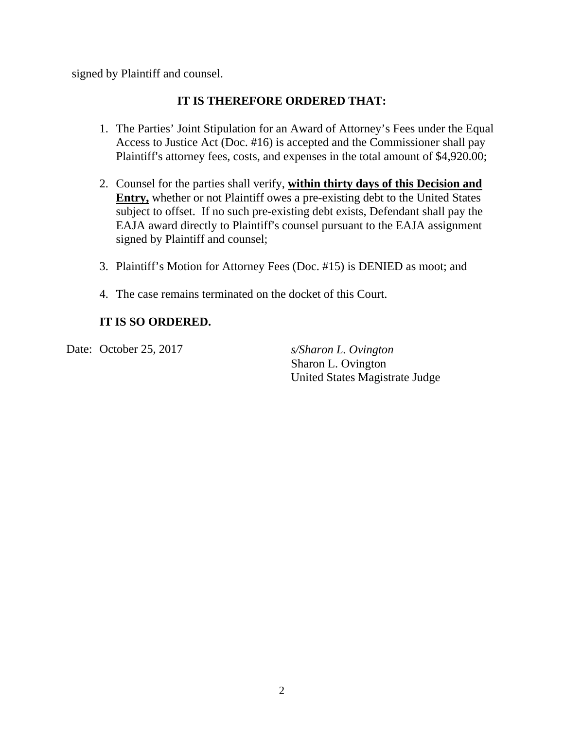signed by Plaintiff and counsel.

**IT IS THEREFORE ORDERED THAT:**

1. The Parties' Joint Stipulation for an Award of Attorney's Fees under the Equal Access to Justice Act (Doc. #16) is accepted and the Commissioner shall pay Plaintiff's attorney fees, costs, and expenses in the total amount of $4,920.00;

2. Counsel for the parties shall verify, **within thirty days of this Decision and Entry,** whether or not Plaintiff owes a pre-existing debt to the United States subject to offset. If no such pre-existing debt exists, Defendant shall pay the EAJA award directly to Plaintiff's counsel pursuant to the EAJA assignment signed by Plaintiff and counsel;

3. Plaintiff's Motion for Attorney Fees (Doc. #15) is DENIED as moot; and

4. The case remains terminated on the docket of this Court.

**IT IS SO ORDERED.**

Date: October 25, 2017

*s/Sharon L. Ovington*
Sharon L. Ovington
United States Magistrate Judge